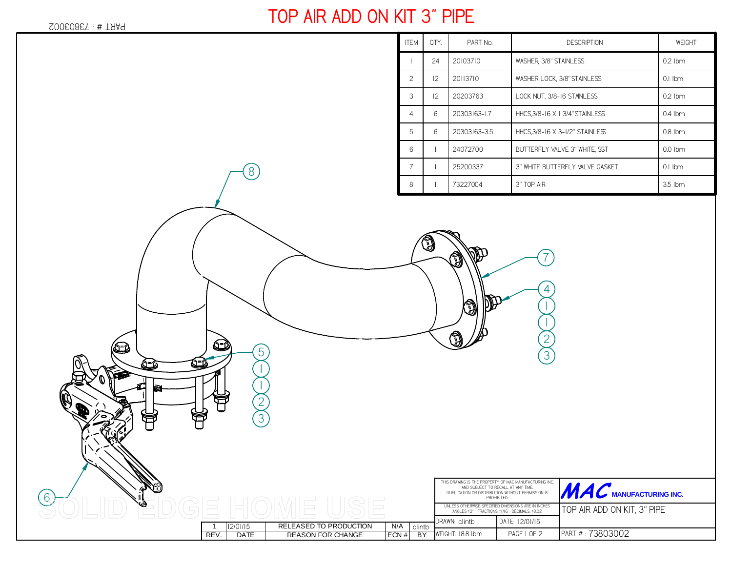# TOP AIR ADD ON KIT 3" PIPE

PART # : 73803002

| ITEM | QTY. | PART No. | DESCRIPTION | WEIGHT |
|---|---|---|---|---|
| 1 | 24 | 20103710 | WASHER, 3/8" STAINLESS | 0.2 lbm |
| 2 | 12 | 20113710 | WASHER LOCK, 3/8" STAINLESS | 0.1 lbm |
| 3 | 12 | 20203763 | LOCK NUT, 3/8-16 STAINLESS | 0.2 lbm |
| 4 | 6 | 20303163-1.7 | HHCS,3/8-16 X 1 3/4" STAINLESS | 0.4 lbm |
| 5 | 6 | 20303163-3.5 | HHCS,3/8-16 X 3-1/2" STAINLESS | 0.8 lbm |
| 6 | 1 | 24072700 | BUTTERFLY VALVE 3" WHITE, SST | 0.0 lbm |
| 7 | 1 | 25200337 | 3" WHITE BUTTERFLY VALVE GASKET | 0.1 lbm |
| 8 | 1 | 73227004 | 3" TOP AIR | 3.5 lbm |

8

7

4, 1, 1, 2, 3

5, 1, 1, 2, 3

6

SOLID EDGE HOME USE

| REV. | DATE | REASON FOR CHANGE | ECN # | BY |
|---|---|---|---|---|
| 1 | 12/01/15 | RELEASED TO PRODUCTION | N/A | clintb |

THIS DRAWING IS THE PROPERTY OF MAC MANUFACTURING INC. AND SUBJECT TO RECALL AT ANY TIME. DUPLICATION OR DISTRIBUTION WITHOUT PERMISSION IS PROHIBITED.

UNLESS OTHERWISE SPECIFIED DIMENSIONS ARE IN INCHES ANGLES ±2° FRACTIONS ±1/16 DECIMALS ±0.02

**MAC MANUFACTURING INC.**

TOP AIR ADD ON KIT, 3" PIPE

DRAWN: clintb | DATE: 12/01/15

WEIGHT: 18.8 lbm | PAGE 1 OF 2

PART # : 73803002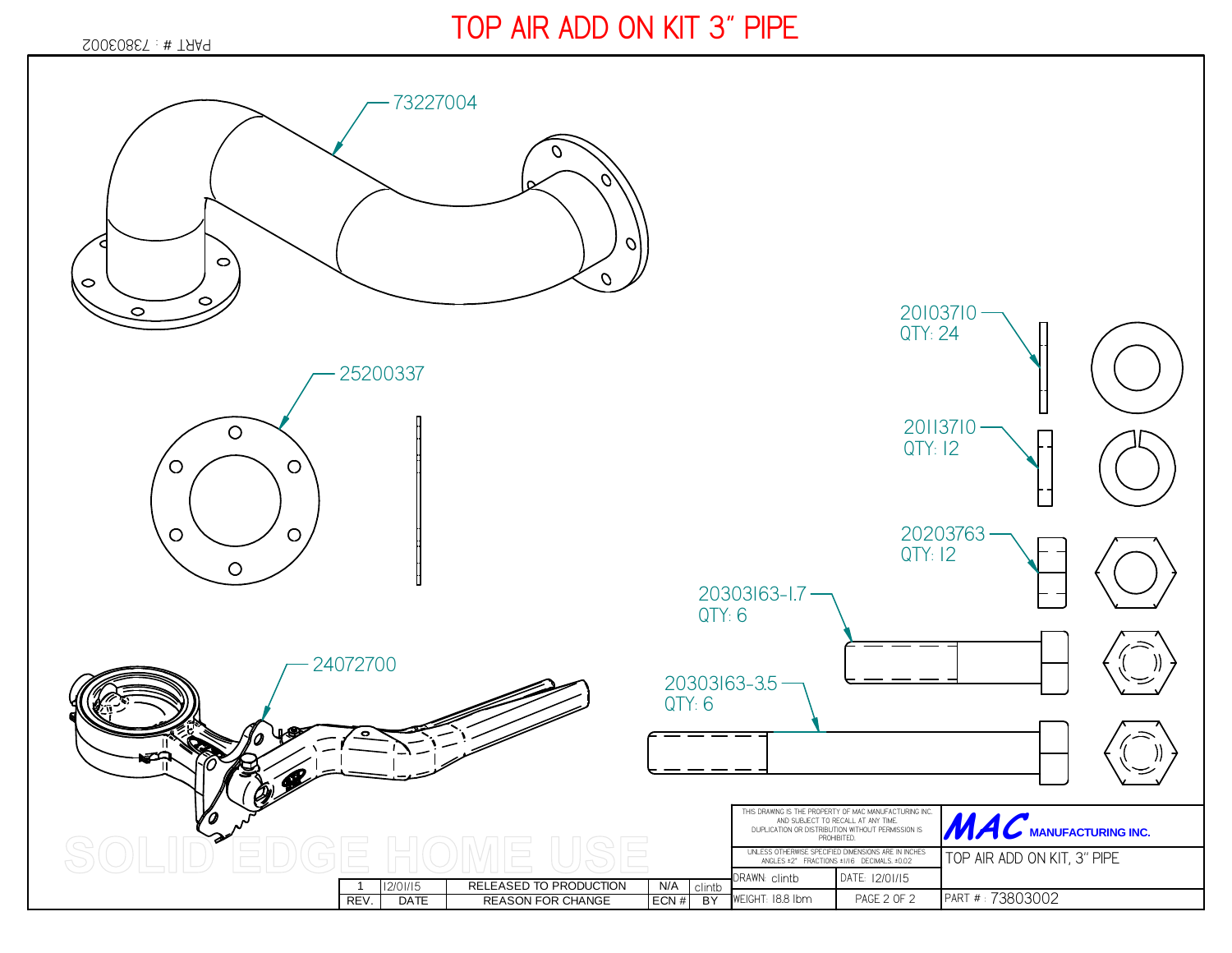# TOP AIR ADD ON KIT 3" PIPE

PART # : 73803002

73227004

25200337

24072700

20103710
QTY: 24

20113710
QTY: 12

20203763
QTY: 12

20303163-1.7
QTY: 6

20303163-3.5
QTY: 6

SOLID EDGE HOME USE

THIS DRAWING IS THE PROPERTY OF MAC MANUFACTURING INC. AND SUBJECT TO RECALL AT ANY TIME. DUPLICATION OR DISTRIBUTION WITHOUT PERMISSION IS PROHIBITED.

UNLESS OTHERWISE SPECIFIED DIMENSIONS ARE IN INCHES
ANGLES ±2° FRACTIONS ±1/16 DECIMALS ±0.02

MAC MANUFACTURING INC.

TOP AIR ADD ON KIT, 3" PIPE

| | | | | |
|---|---|---|---|---|
| 1 | 12/01/15 | RELEASED TO PRODUCTION | N/A | clintb |
| REV. | DATE | REASON FOR CHANGE | ECN # | BY |

| | | |
|---|---|---|
| DRAWN: clintb | DATE: 12/01/15 | |
| WEIGHT: 18.8 lbm | PAGE 2 OF 2 | PART # : 73803002 |